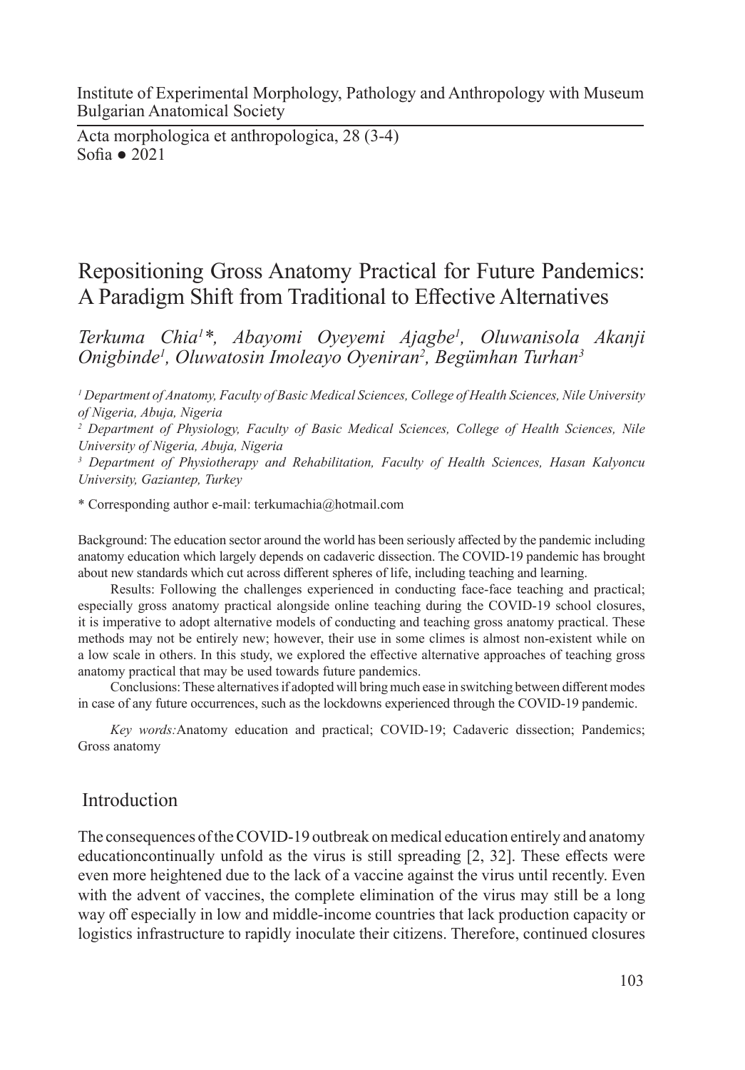Institute of Experimental Morphology, Pathology and Anthropology with Museum
Bulgarian Anatomical Society

Acta morphologica et anthropologica, 28 (3-4)
Sofia ● 2021

# Repositioning Gross Anatomy Practical for Future Pandemics: A Paradigm Shift from Traditional to Effective Alternatives

*Terkuma Chia[1]*, Abayomi Oyeyemi Ajagbe[1], Oluwanisola Akanji Onigbinde[1], Oluwatosin Imoleayo Oyeniran[2], Begümhan Turhan[3]*

*[1] Department of Anatomy, Faculty of Basic Medical Sciences, College of Health Sciences, Nile University of Nigeria, Abuja, Nigeria*

*[2] Department of Physiology, Faculty of Basic Medical Sciences, College of Health Sciences, Nile University of Nigeria, Abuja, Nigeria*

*[3] Department of Physiotherapy and Rehabilitation, Faculty of Health Sciences, Hasan Kalyoncu University, Gaziantep, Turkey*

\* Corresponding author e-mail: terkumachia@hotmail.com

Background: The education sector around the world has been seriously affected by the pandemic including anatomy education which largely depends on cadaveric dissection. The COVID-19 pandemic has brought about new standards which cut across different spheres of life, including teaching and learning.

Results: Following the challenges experienced in conducting face-face teaching and practical; especially gross anatomy practical alongside online teaching during the COVID-19 school closures, it is imperative to adopt alternative models of conducting and teaching gross anatomy practical. These methods may not be entirely new; however, their use in some climes is almost non-existent while on a low scale in others. In this study, we explored the effective alternative approaches of teaching gross anatomy practical that may be used towards future pandemics.

Conclusions: These alternatives if adopted will bring much ease in switching between different modes in case of any future occurrences, such as the lockdowns experienced through the COVID-19 pandemic.

*Key words:* Anatomy education and practical; COVID-19; Cadaveric dissection; Pandemics; Gross anatomy

## Introduction

The consequences of the COVID-19 outbreak on medical education entirely and anatomy educationcontinually unfold as the virus is still spreading [2, 32]. These effects were even more heightened due to the lack of a vaccine against the virus until recently. Even with the advent of vaccines, the complete elimination of the virus may still be a long way off especially in low and middle-income countries that lack production capacity or logistics infrastructure to rapidly inoculate their citizens. Therefore, continued closures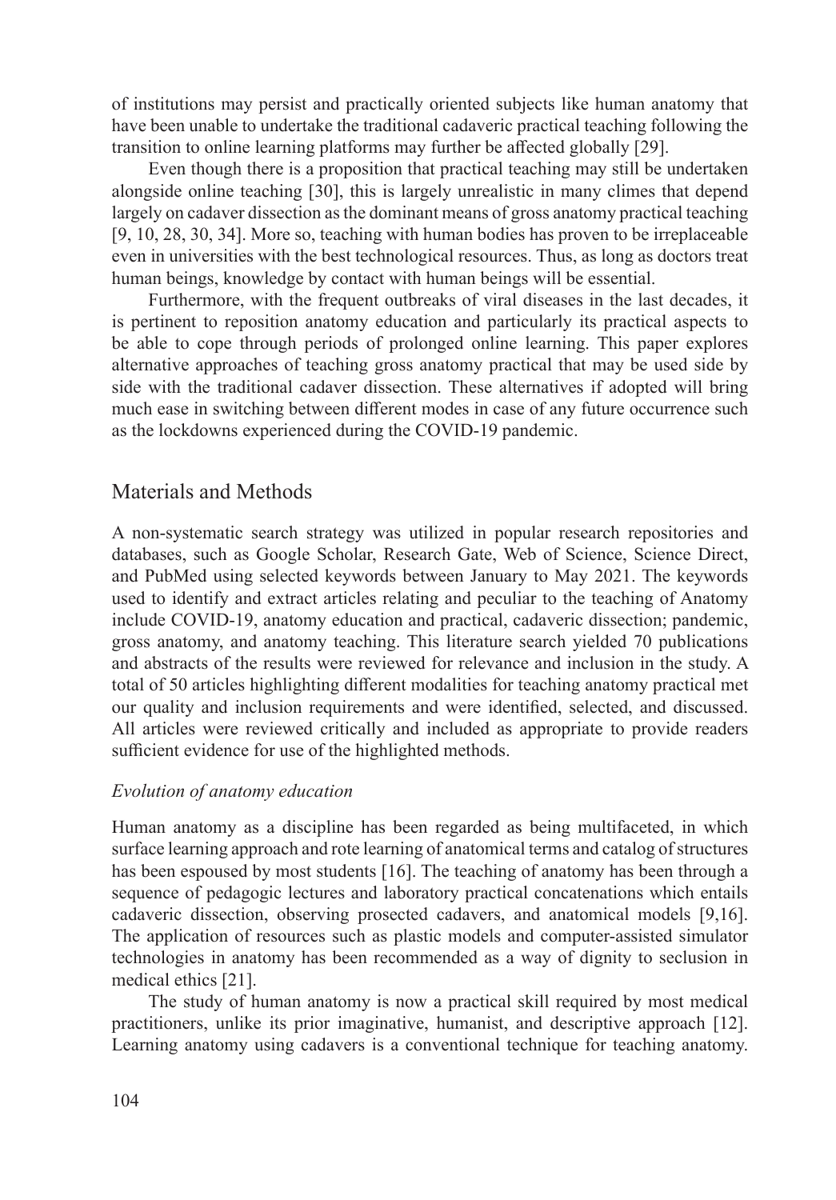of institutions may persist and practically oriented subjects like human anatomy that have been unable to undertake the traditional cadaveric practical teaching following the transition to online learning platforms may further be affected globally [29].

Even though there is a proposition that practical teaching may still be undertaken alongside online teaching [30], this is largely unrealistic in many climes that depend largely on cadaver dissection as the dominant means of gross anatomy practical teaching [9, 10, 28, 30, 34]. More so, teaching with human bodies has proven to be irreplaceable even in universities with the best technological resources. Thus, as long as doctors treat human beings, knowledge by contact with human beings will be essential.

Furthermore, with the frequent outbreaks of viral diseases in the last decades, it is pertinent to reposition anatomy education and particularly its practical aspects to be able to cope through periods of prolonged online learning. This paper explores alternative approaches of teaching gross anatomy practical that may be used side by side with the traditional cadaver dissection. These alternatives if adopted will bring much ease in switching between different modes in case of any future occurrence such as the lockdowns experienced during the COVID-19 pandemic.

## Materials and Methods

A non-systematic search strategy was utilized in popular research repositories and databases, such as Google Scholar, Research Gate, Web of Science, Science Direct, and PubMed using selected keywords between January to May 2021. The keywords used to identify and extract articles relating and peculiar to the teaching of Anatomy include COVID-19, anatomy education and practical, cadaveric dissection; pandemic, gross anatomy, and anatomy teaching. This literature search yielded 70 publications and abstracts of the results were reviewed for relevance and inclusion in the study. A total of 50 articles highlighting different modalities for teaching anatomy practical met our quality and inclusion requirements and were identified, selected, and discussed. All articles were reviewed critically and included as appropriate to provide readers sufficient evidence for use of the highlighted methods.

### *Evolution of anatomy education*

Human anatomy as a discipline has been regarded as being multifaceted, in which surface learning approach and rote learning of anatomical terms and catalog of structures has been espoused by most students [16]. The teaching of anatomy has been through a sequence of pedagogic lectures and laboratory practical concatenations which entails cadaveric dissection, observing prosected cadavers, and anatomical models [9,16]. The application of resources such as plastic models and computer-assisted simulator technologies in anatomy has been recommended as a way of dignity to seclusion in medical ethics [21].

The study of human anatomy is now a practical skill required by most medical practitioners, unlike its prior imaginative, humanist, and descriptive approach [12]. Learning anatomy using cadavers is a conventional technique for teaching anatomy.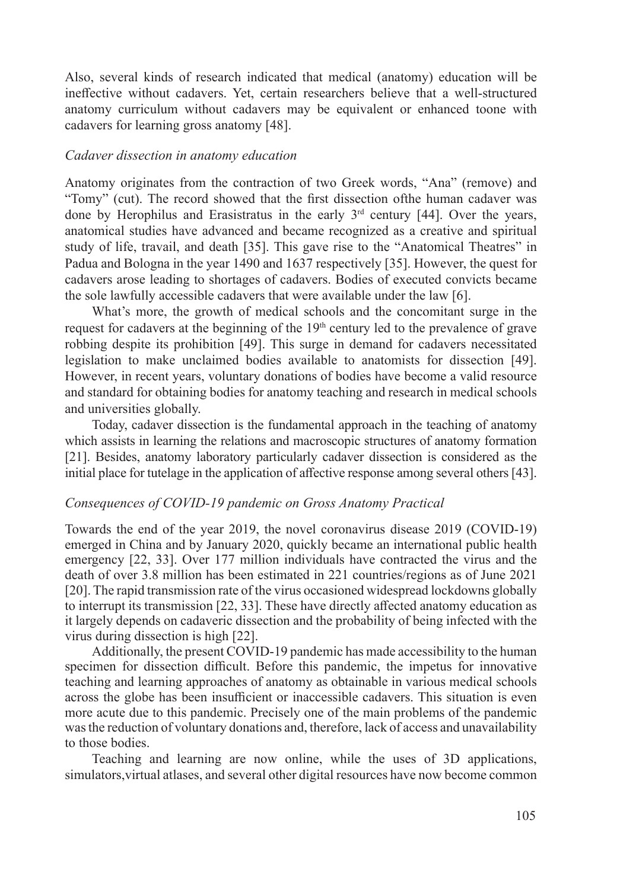Also, several kinds of research indicated that medical (anatomy) education will be ineffective without cadavers. Yet, certain researchers believe that a well-structured anatomy curriculum without cadavers may be equivalent or enhanced toone with cadavers for learning gross anatomy [48].

### *Cadaver dissection in anatomy education*

Anatomy originates from the contraction of two Greek words, "Ana" (remove) and "Tomy" (cut). The record showed that the first dissection ofthe human cadaver was done by Herophilus and Erasistratus in the early 3rd century [44]. Over the years, anatomical studies have advanced and became recognized as a creative and spiritual study of life, travail, and death [35]. This gave rise to the "Anatomical Theatres" in Padua and Bologna in the year 1490 and 1637 respectively [35]. However, the quest for cadavers arose leading to shortages of cadavers. Bodies of executed convicts became the sole lawfully accessible cadavers that were available under the law [6].

What's more, the growth of medical schools and the concomitant surge in the request for cadavers at the beginning of the 19th century led to the prevalence of grave robbing despite its prohibition [49]. This surge in demand for cadavers necessitated legislation to make unclaimed bodies available to anatomists for dissection [49]. However, in recent years, voluntary donations of bodies have become a valid resource and standard for obtaining bodies for anatomy teaching and research in medical schools and universities globally.

Today, cadaver dissection is the fundamental approach in the teaching of anatomy which assists in learning the relations and macroscopic structures of anatomy formation [21]. Besides, anatomy laboratory particularly cadaver dissection is considered as the initial place for tutelage in the application of affective response among several others [43].

### *Consequences of COVID-19 pandemic on Gross Anatomy Practical*

Towards the end of the year 2019, the novel coronavirus disease 2019 (COVID-19) emerged in China and by January 2020, quickly became an international public health emergency [22, 33]. Over 177 million individuals have contracted the virus and the death of over 3.8 million has been estimated in 221 countries/regions as of June 2021 [20]. The rapid transmission rate of the virus occasioned widespread lockdowns globally to interrupt its transmission [22, 33]. These have directly affected anatomy education as it largely depends on cadaveric dissection and the probability of being infected with the virus during dissection is high [22].

Additionally, the present COVID-19 pandemic has made accessibility to the human specimen for dissection difficult. Before this pandemic, the impetus for innovative teaching and learning approaches of anatomy as obtainable in various medical schools across the globe has been insufficient or inaccessible cadavers. This situation is even more acute due to this pandemic. Precisely one of the main problems of the pandemic was the reduction of voluntary donations and, therefore, lack of access and unavailability to those bodies.

Teaching and learning are now online, while the uses of 3D applications, simulators,virtual atlases, and several other digital resources have now become common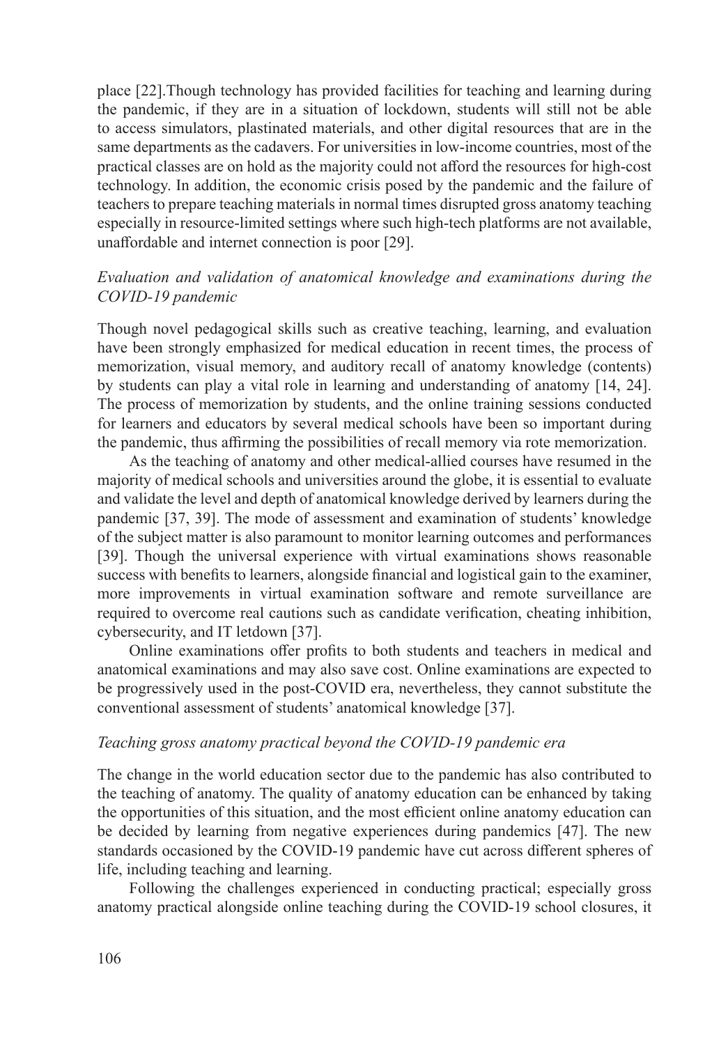place [22].Though technology has provided facilities for teaching and learning during the pandemic, if they are in a situation of lockdown, students will still not be able to access simulators, plastinated materials, and other digital resources that are in the same departments as the cadavers. For universities in low-income countries, most of the practical classes are on hold as the majority could not afford the resources for high-cost technology. In addition, the economic crisis posed by the pandemic and the failure of teachers to prepare teaching materials in normal times disrupted gross anatomy teaching especially in resource-limited settings where such high-tech platforms are not available, unaffordable and internet connection is poor [29].

### *Evaluation and validation of anatomical knowledge and examinations during the COVID-19 pandemic*

Though novel pedagogical skills such as creative teaching, learning, and evaluation have been strongly emphasized for medical education in recent times, the process of memorization, visual memory, and auditory recall of anatomy knowledge (contents) by students can play a vital role in learning and understanding of anatomy [14, 24]. The process of memorization by students, and the online training sessions conducted for learners and educators by several medical schools have been so important during the pandemic, thus affirming the possibilities of recall memory via rote memorization.

As the teaching of anatomy and other medical-allied courses have resumed in the majority of medical schools and universities around the globe, it is essential to evaluate and validate the level and depth of anatomical knowledge derived by learners during the pandemic [37, 39]. The mode of assessment and examination of students' knowledge of the subject matter is also paramount to monitor learning outcomes and performances [39]. Though the universal experience with virtual examinations shows reasonable success with benefits to learners, alongside financial and logistical gain to the examiner, more improvements in virtual examination software and remote surveillance are required to overcome real cautions such as candidate verification, cheating inhibition, cybersecurity, and IT letdown [37].

Online examinations offer profits to both students and teachers in medical and anatomical examinations and may also save cost. Online examinations are expected to be progressively used in the post-COVID era, nevertheless, they cannot substitute the conventional assessment of students' anatomical knowledge [37].

### *Teaching gross anatomy practical beyond the COVID-19 pandemic era*

The change in the world education sector due to the pandemic has also contributed to the teaching of anatomy. The quality of anatomy education can be enhanced by taking the opportunities of this situation, and the most efficient online anatomy education can be decided by learning from negative experiences during pandemics [47]. The new standards occasioned by the COVID-19 pandemic have cut across different spheres of life, including teaching and learning.

Following the challenges experienced in conducting practical; especially gross anatomy practical alongside online teaching during the COVID-19 school closures, it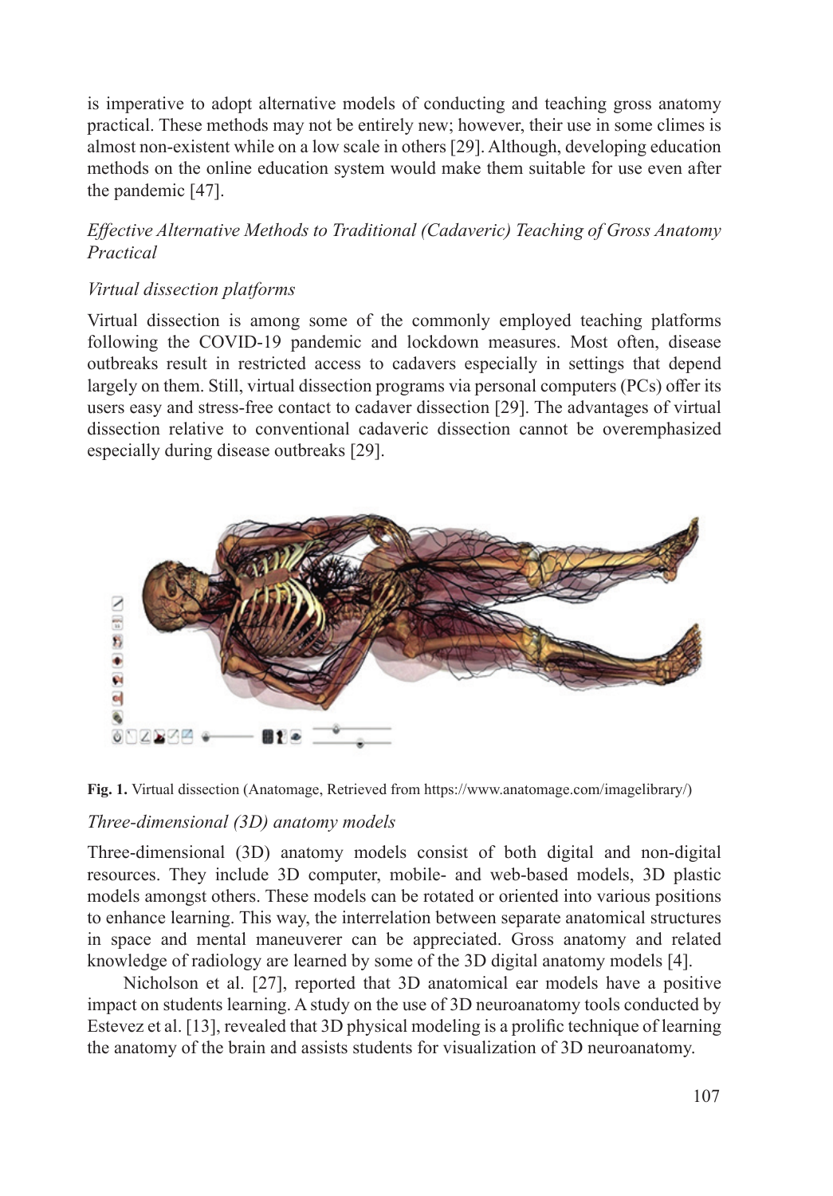is imperative to adopt alternative models of conducting and teaching gross anatomy practical. These methods may not be entirely new; however, their use in some climes is almost non-existent while on a low scale in others [29]. Although, developing education methods on the online education system would make them suitable for use even after the pandemic [47].

*Effective Alternative Methods to Traditional (Cadaveric) Teaching of Gross Anatomy Practical*

*Virtual dissection platforms*

Virtual dissection is among some of the commonly employed teaching platforms following the COVID-19 pandemic and lockdown measures. Most often, disease outbreaks result in restricted access to cadavers especially in settings that depend largely on them. Still, virtual dissection programs via personal computers (PCs) offer its users easy and stress-free contact to cadaver dissection [29]. The advantages of virtual dissection relative to conventional cadaveric dissection cannot be overemphasized especially during disease outbreaks [29].

**Fig. 1.** Virtual dissection (Anatomage, Retrieved from https://www.anatomage.com/imagelibrary/)

*Three-dimensional (3D) anatomy models*

Three-dimensional (3D) anatomy models consist of both digital and non-digital resources. They include 3D computer, mobile- and web-based models, 3D plastic models amongst others. These models can be rotated or oriented into various positions to enhance learning. This way, the interrelation between separate anatomical structures in space and mental maneuverer can be appreciated. Gross anatomy and related knowledge of radiology are learned by some of the 3D digital anatomy models [4].

Nicholson et al. [27], reported that 3D anatomical ear models have a positive impact on students learning. A study on the use of 3D neuroanatomy tools conducted by Estevez et al. [13], revealed that 3D physical modeling is a prolific technique of learning the anatomy of the brain and assists students for visualization of 3D neuroanatomy.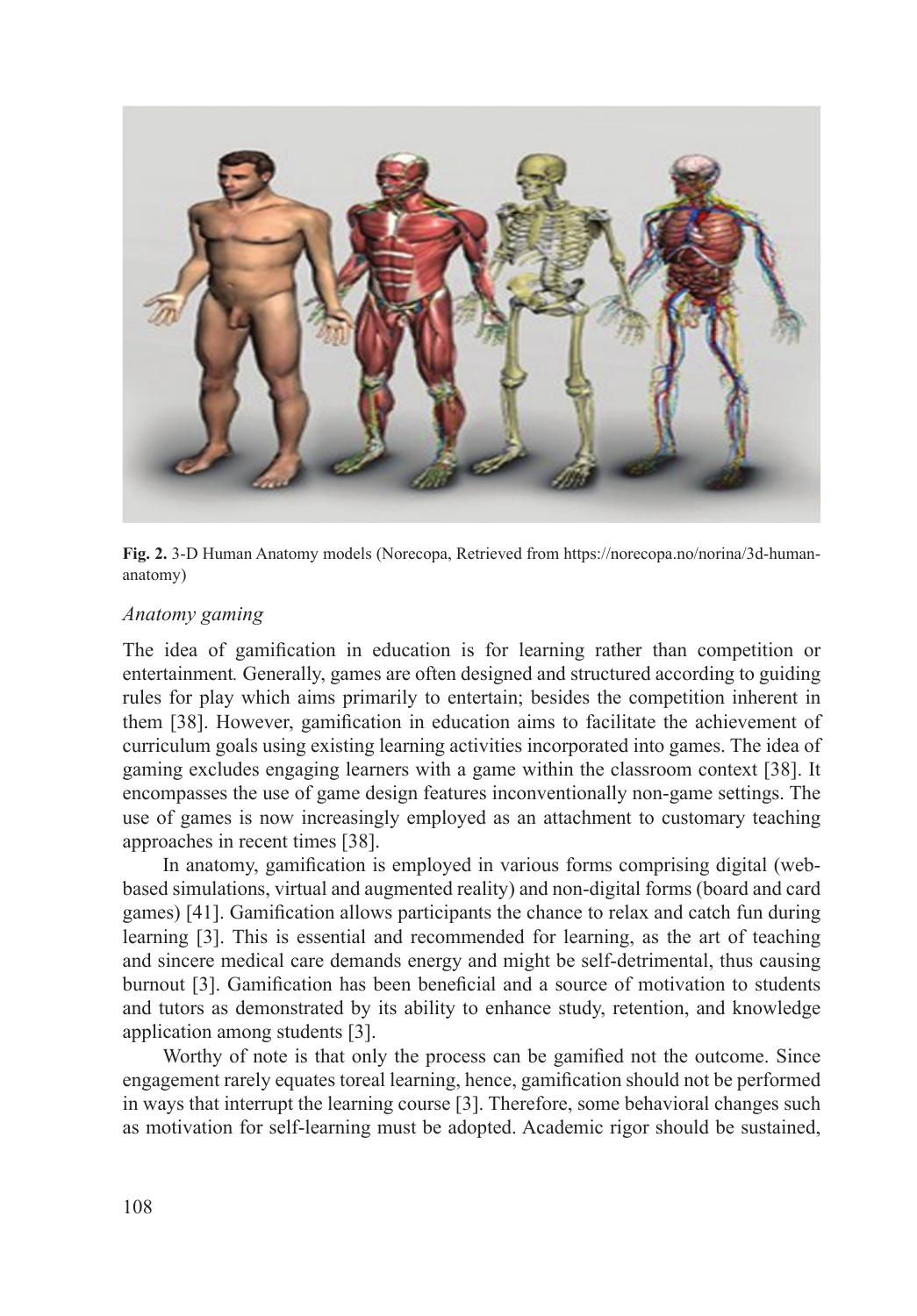**Fig. 2.** 3-D Human Anatomy models (Norecopa, Retrieved from https://norecopa.no/norina/3d-human-anatomy)

*Anatomy gaming*

The idea of gamification in education is for learning rather than competition or entertainment. Generally, games are often designed and structured according to guiding rules for play which aims primarily to entertain; besides the competition inherent in them [38]. However, gamification in education aims to facilitate the achievement of curriculum goals using existing learning activities incorporated into games. The idea of gaming excludes engaging learners with a game within the classroom context [38]. It encompasses the use of game design features inconventionally non-game settings. The use of games is now increasingly employed as an attachment to customary teaching approaches in recent times [38].

In anatomy, gamification is employed in various forms comprising digital (web-based simulations, virtual and augmented reality) and non-digital forms (board and card games) [41]. Gamification allows participants the chance to relax and catch fun during learning [3]. This is essential and recommended for learning, as the art of teaching and sincere medical care demands energy and might be self-detrimental, thus causing burnout [3]. Gamification has been beneficial and a source of motivation to students and tutors as demonstrated by its ability to enhance study, retention, and knowledge application among students [3].

Worthy of note is that only the process can be gamified not the outcome. Since engagement rarely equates toreal learning, hence, gamification should not be performed in ways that interrupt the learning course [3]. Therefore, some behavioral changes such as motivation for self-learning must be adopted. Academic rigor should be sustained,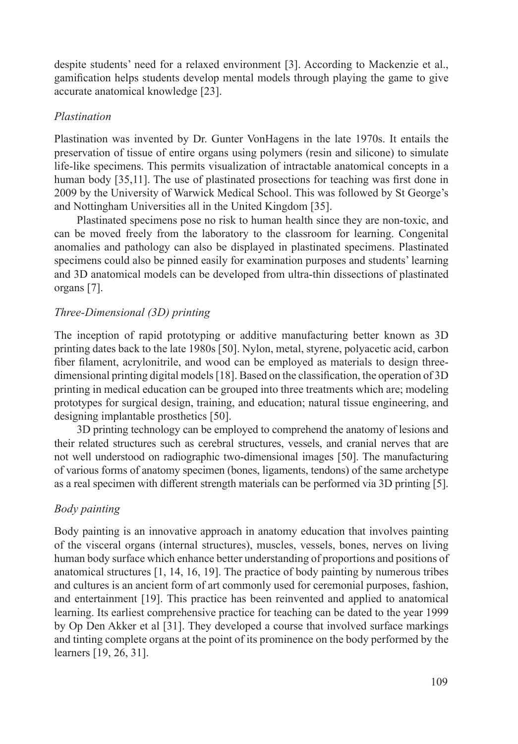despite students' need for a relaxed environment [3]. According to Mackenzie et al., gamification helps students develop mental models through playing the game to give accurate anatomical knowledge [23].

### *Plastination*

Plastination was invented by Dr. Gunter VonHagens in the late 1970s. It entails the preservation of tissue of entire organs using polymers (resin and silicone) to simulate life-like specimens. This permits visualization of intractable anatomical concepts in a human body [35,11]. The use of plastinated prosections for teaching was first done in 2009 by the University of Warwick Medical School. This was followed by St George's and Nottingham Universities all in the United Kingdom [35].

Plastinated specimens pose no risk to human health since they are non-toxic, and can be moved freely from the laboratory to the classroom for learning. Congenital anomalies and pathology can also be displayed in plastinated specimens. Plastinated specimens could also be pinned easily for examination purposes and students' learning and 3D anatomical models can be developed from ultra-thin dissections of plastinated organs [7].

### *Three-Dimensional (3D) printing*

The inception of rapid prototyping or additive manufacturing better known as 3D printing dates back to the late 1980s [50]. Nylon, metal, styrene, polyacetic acid, carbon fiber filament, acrylonitrile, and wood can be employed as materials to design three-dimensional printing digital models [18]. Based on the classification, the operation of 3D printing in medical education can be grouped into three treatments which are; modeling prototypes for surgical design, training, and education; natural tissue engineering, and designing implantable prosthetics [50].

3D printing technology can be employed to comprehend the anatomy of lesions and their related structures such as cerebral structures, vessels, and cranial nerves that are not well understood on radiographic two-dimensional images [50]. The manufacturing of various forms of anatomy specimen (bones, ligaments, tendons) of the same archetype as a real specimen with different strength materials can be performed via 3D printing [5].

### *Body painting*

Body painting is an innovative approach in anatomy education that involves painting of the visceral organs (internal structures), muscles, vessels, bones, nerves on living human body surface which enhance better understanding of proportions and positions of anatomical structures [1, 14, 16, 19]. The practice of body painting by numerous tribes and cultures is an ancient form of art commonly used for ceremonial purposes, fashion, and entertainment [19]. This practice has been reinvented and applied to anatomical learning. Its earliest comprehensive practice for teaching can be dated to the year 1999 by Op Den Akker et al [31]. They developed a course that involved surface markings and tinting complete organs at the point of its prominence on the body performed by the learners [19, 26, 31].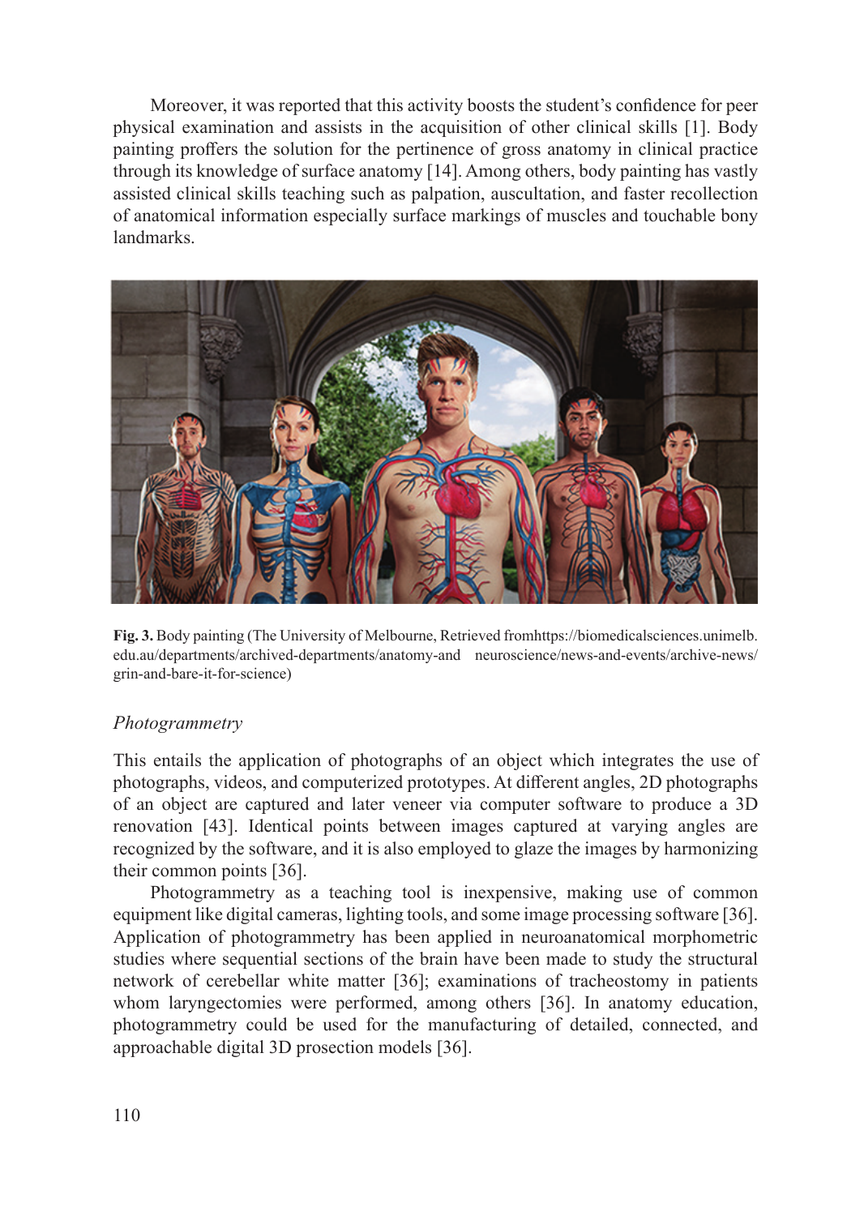Moreover, it was reported that this activity boosts the student's confidence for peer physical examination and assists in the acquisition of other clinical skills [1]. Body painting proffers the solution for the pertinence of gross anatomy in clinical practice through its knowledge of surface anatomy [14]. Among others, body painting has vastly assisted clinical skills teaching such as palpation, auscultation, and faster recollection of anatomical information especially surface markings of muscles and touchable bony landmarks.

**Fig. 3.** Body painting (The University of Melbourne, Retrieved fromhttps://biomedicalsciences.unimelb.edu.au/departments/archived-departments/anatomy-and neuroscience/news-and-events/archive-news/grin-and-bare-it-for-science)

*Photogrammetry*

This entails the application of photographs of an object which integrates the use of photographs, videos, and computerized prototypes. At different angles, 2D photographs of an object are captured and later veneer via computer software to produce a 3D renovation [43]. Identical points between images captured at varying angles are recognized by the software, and it is also employed to glaze the images by harmonizing their common points [36].

Photogrammetry as a teaching tool is inexpensive, making use of common equipment like digital cameras, lighting tools, and some image processing software [36]. Application of photogrammetry has been applied in neuroanatomical morphometric studies where sequential sections of the brain have been made to study the structural network of cerebellar white matter [36]; examinations of tracheostomy in patients whom laryngectomies were performed, among others [36]. In anatomy education, photogrammetry could be used for the manufacturing of detailed, connected, and approachable digital 3D prosection models [36].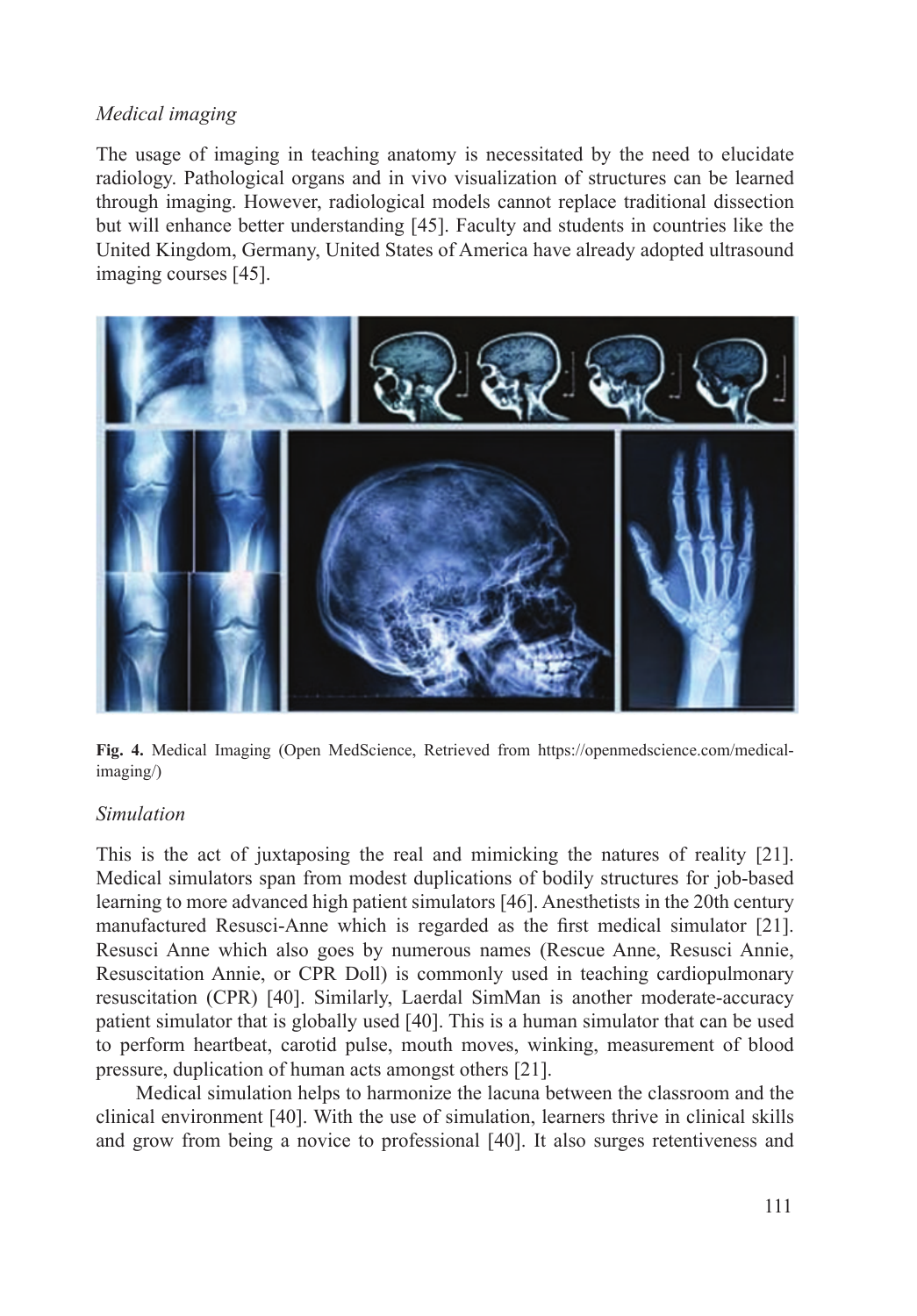*Medical imaging*

The usage of imaging in teaching anatomy is necessitated by the need to elucidate radiology. Pathological organs and in vivo visualization of structures can be learned through imaging. However, radiological models cannot replace traditional dissection but will enhance better understanding [45]. Faculty and students in countries like the United Kingdom, Germany, United States of America have already adopted ultrasound imaging courses [45].

**Fig. 4.** Medical Imaging (Open MedScience, Retrieved from https://openmedscience.com/medical-imaging/)

*Simulation*

This is the act of juxtaposing the real and mimicking the natures of reality [21]. Medical simulators span from modest duplications of bodily structures for job-based learning to more advanced high patient simulators [46]. Anesthetists in the 20th century manufactured Resusci-Anne which is regarded as the first medical simulator [21]. Resusci Anne which also goes by numerous names (Rescue Anne, Resusci Annie, Resuscitation Annie, or CPR Doll) is commonly used in teaching cardiopulmonary resuscitation (CPR) [40]. Similarly, Laerdal SimMan is another moderate-accuracy patient simulator that is globally used [40]. This is a human simulator that can be used to perform heartbeat, carotid pulse, mouth moves, winking, measurement of blood pressure, duplication of human acts amongst others [21].

Medical simulation helps to harmonize the lacuna between the classroom and the clinical environment [40]. With the use of simulation, learners thrive in clinical skills and grow from being a novice to professional [40]. It also surges retentiveness and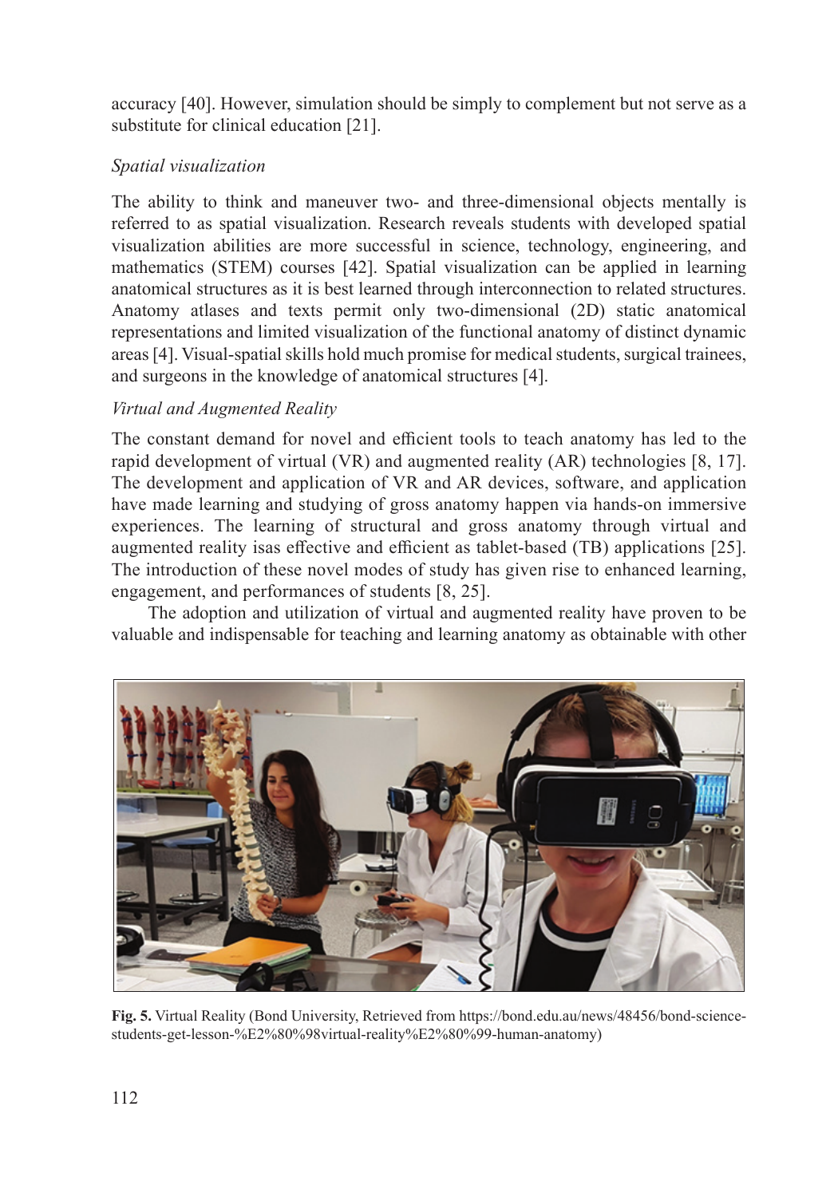accuracy [40]. However, simulation should be simply to complement but not serve as a substitute for clinical education [21].

*Spatial visualization*

The ability to think and maneuver two- and three-dimensional objects mentally is referred to as spatial visualization. Research reveals students with developed spatial visualization abilities are more successful in science, technology, engineering, and mathematics (STEM) courses [42]. Spatial visualization can be applied in learning anatomical structures as it is best learned through interconnection to related structures. Anatomy atlases and texts permit only two-dimensional (2D) static anatomical representations and limited visualization of the functional anatomy of distinct dynamic areas [4]. Visual-spatial skills hold much promise for medical students, surgical trainees, and surgeons in the knowledge of anatomical structures [4].

*Virtual and Augmented Reality*

The constant demand for novel and efficient tools to teach anatomy has led to the rapid development of virtual (VR) and augmented reality (AR) technologies [8, 17]. The development and application of VR and AR devices, software, and application have made learning and studying of gross anatomy happen via hands-on immersive experiences. The learning of structural and gross anatomy through virtual and augmented reality isas effective and efficient as tablet-based (TB) applications [25]. The introduction of these novel modes of study has given rise to enhanced learning, engagement, and performances of students [8, 25].

The adoption and utilization of virtual and augmented reality have proven to be valuable and indispensable for teaching and learning anatomy as obtainable with other

**Fig. 5.** Virtual Reality (Bond University, Retrieved from https://bond.edu.au/news/48456/bond-science-students-get-lesson-%E2%80%98virtual-reality%E2%80%99-human-anatomy)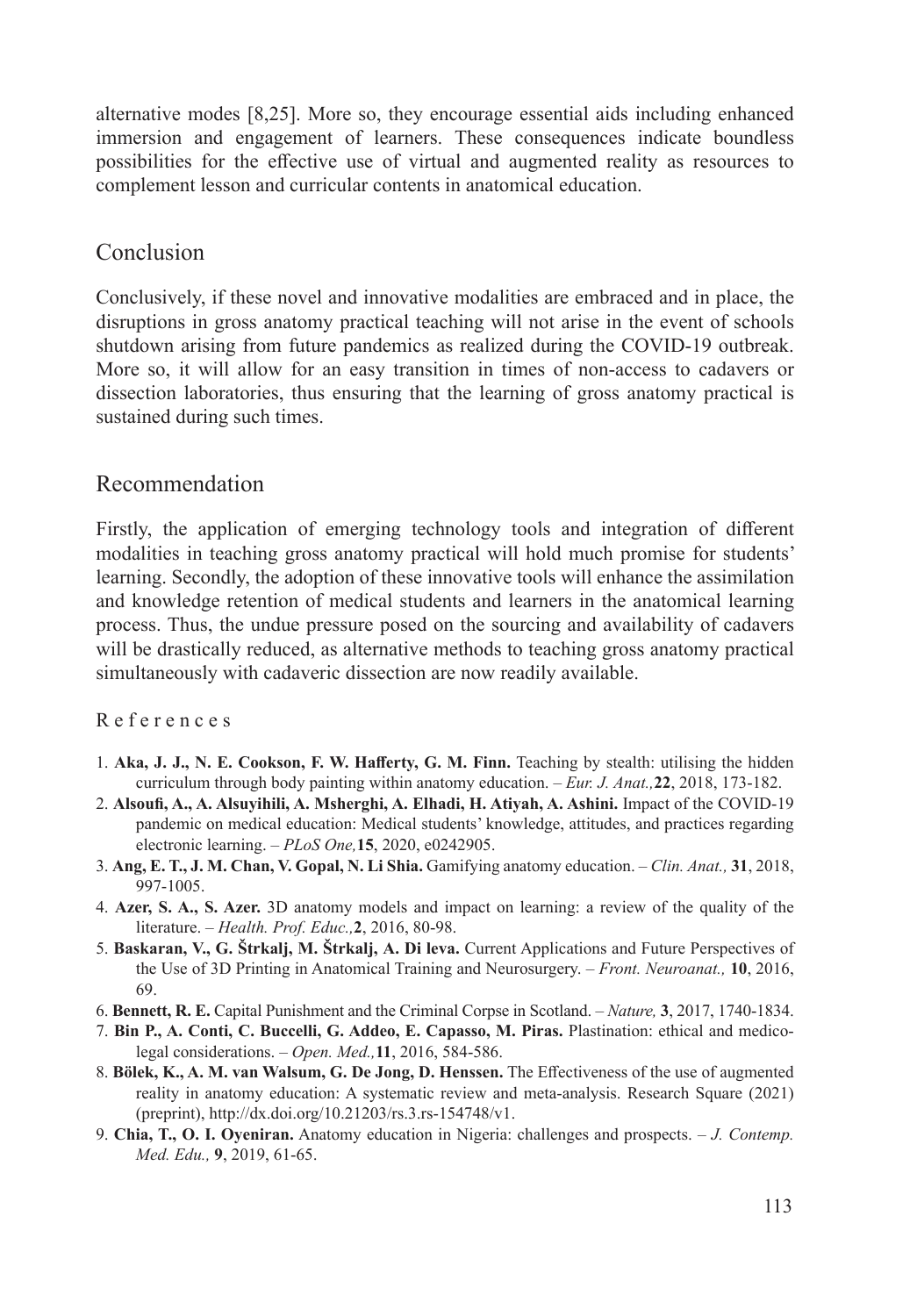alternative modes [8,25]. More so, they encourage essential aids including enhanced immersion and engagement of learners. These consequences indicate boundless possibilities for the effective use of virtual and augmented reality as resources to complement lesson and curricular contents in anatomical education.

## Conclusion

Conclusively, if these novel and innovative modalities are embraced and in place, the disruptions in gross anatomy practical teaching will not arise in the event of schools shutdown arising from future pandemics as realized during the COVID-19 outbreak. More so, it will allow for an easy transition in times of non-access to cadavers or dissection laboratories, thus ensuring that the learning of gross anatomy practical is sustained during such times.

## Recommendation

Firstly, the application of emerging technology tools and integration of different modalities in teaching gross anatomy practical will hold much promise for students' learning. Secondly, the adoption of these innovative tools will enhance the assimilation and knowledge retention of medical students and learners in the anatomical learning process. Thus, the undue pressure posed on the sourcing and availability of cadavers will be drastically reduced, as alternative methods to teaching gross anatomy practical simultaneously with cadaveric dissection are now readily available.

### References

1. **Aka, J. J., N. E. Cookson, F. W. Hafferty, G. M. Finn.** Teaching by stealth: utilising the hidden curriculum through body painting within anatomy education. – *Eur. J. Anat.,* **22**, 2018, 173-182.
2. **Alsoufi, A., A. Alsuyihili, A. Msherghi, A. Elhadi, H. Atiyah, A. Ashini.** Impact of the COVID-19 pandemic on medical education: Medical students' knowledge, attitudes, and practices regarding electronic learning. – *PLoS One,* **15**, 2020, e0242905.
3. **Ang, E. T., J. M. Chan, V. Gopal, N. Li Shia.** Gamifying anatomy education. – *Clin. Anat.,* **31**, 2018, 997-1005.
4. **Azer, S. A., S. Azer.** 3D anatomy models and impact on learning: a review of the quality of the literature. – *Health. Prof. Educ.,* **2**, 2016, 80-98.
5. **Baskaran, V., G. Štrkalj, M. Štrkalj, A. Di leva.** Current Applications and Future Perspectives of the Use of 3D Printing in Anatomical Training and Neurosurgery. – *Front. Neuroanat.,* **10**, 2016, 69.
6. **Bennett, R. E.** Capital Punishment and the Criminal Corpse in Scotland. – *Nature,* **3**, 2017, 1740-1834.
7. **Bin P., A. Conti, C. Buccelli, G. Addeo, E. Capasso, M. Piras.** Plastination: ethical and medico-legal considerations. – *Open. Med.,* **11**, 2016, 584-586.
8. **Bölek, K., A. M. van Walsum, G. De Jong, D. Henssen.** The Effectiveness of the use of augmented reality in anatomy education: A systematic review and meta-analysis. Research Square (2021) (preprint), http://dx.doi.org/10.21203/rs.3.rs-154748/v1.
9. **Chia, T., O. I. Oyeniran.** Anatomy education in Nigeria: challenges and prospects. – *J. Contemp. Med. Edu.,* **9**, 2019, 61-65.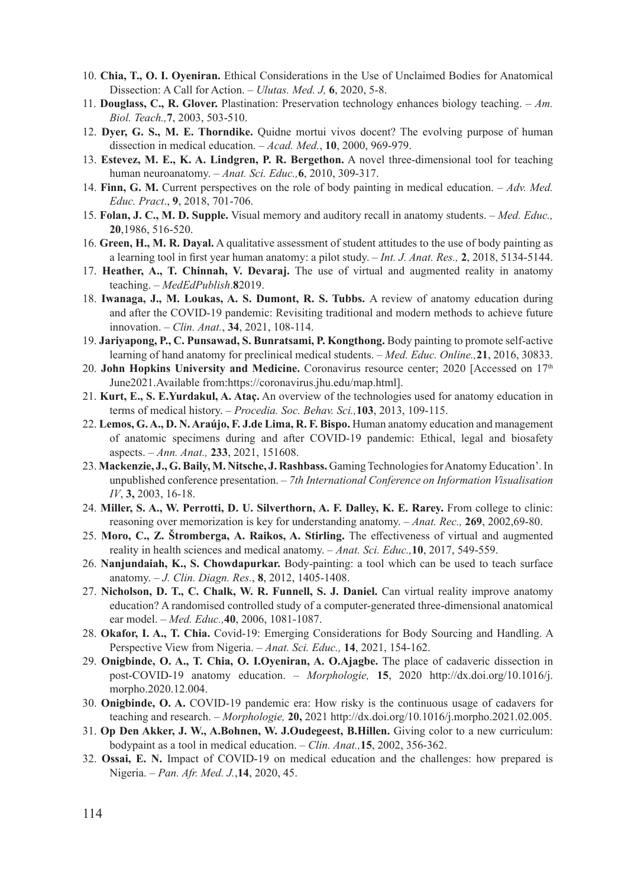10. **Chia, T., O. I. Oyeniran.** Ethical Considerations in the Use of Unclaimed Bodies for Anatomical Dissection: A Call for Action. – *Ulutas. Med. J,* **6**, 2020, 5-8.
11. **Douglass, C., R. Glover.** Plastination: Preservation technology enhances biology teaching. – *Am. Biol. Teach.,***7**, 2003, 503-510.
12. **Dyer, G. S., M. E. Thorndike.** Quidne mortui vivos docent? The evolving purpose of human dissection in medical education. – *Acad. Med.*, **10**, 2000, 969-979.
13. **Estevez, M. E., K. A. Lindgren, P. R. Bergethon.** A novel three-dimensional tool for teaching human neuroanatomy. – *Anat. Sci. Educ.,***6**, 2010, 309-317.
14. **Finn, G. M.** Current perspectives on the role of body painting in medical education. – *Adv. Med. Educ. Pract*., **9**, 2018, 701-706.
15. **Folan, J. C., M. D. Supple.** Visual memory and auditory recall in anatomy students. – *Med. Educ.,* **20**,1986, 516-520.
16. **Green, H., M. R. Dayal.** A qualitative assessment of student attitudes to the use of body painting as a learning tool in first year human anatomy: a pilot study. – *Int. J. Anat. Res.,* **2**, 2018, 5134-5144.
17. **Heather, A., T. Chinnah, V. Devaraj.** The use of virtual and augmented reality in anatomy teaching. – *MedEdPublish*.**8**2019.
18. **Iwanaga, J., M. Loukas, A. S. Dumont, R. S. Tubbs.** A review of anatomy education during and after the COVID-19 pandemic: Revisiting traditional and modern methods to achieve future innovation. – *Clin. Anat.*, **34**, 2021, 108-114.
19. **Jariyapong, P., C. Punsawad, S. Bunratsami, P. Kongthong.** Body painting to promote self-active learning of hand anatomy for preclinical medical students. – *Med. Educ. Online.,***21**, 2016, 30833.
20. **John Hopkins University and Medicine.** Coronavirus resource center; 2020 [Accessed on 17th June2021.Available from:https://coronavirus.jhu.edu/map.html].
21. **Kurt, E., S. E.Yurdakul, A. Ataç.** An overview of the technologies used for anatomy education in terms of medical history. – *Procedia. Soc. Behav. Sci.,***103**, 2013, 109-115.
22. **Lemos, G. A., D. N. Araújo, F. J.de Lima, R. F. Bispo.** Human anatomy education and management of anatomic specimens during and after COVID-19 pandemic: Ethical, legal and biosafety aspects. – *Ann. Anat.,* **233**, 2021, 151608.
23. **Mackenzie, J., G. Baily, M. Nitsche, J. Rashbass.** Gaming Technologies for Anatomy Education'. In unpublished conference presentation. – *7th International Conference on Information Visualisation IV*, **3,** 2003, 16-18.
24. **Miller, S. A., W. Perrotti, D. U. Silverthorn, A. F. Dalley, K. E. Rarey.** From college to clinic: reasoning over memorization is key for understanding anatomy. – *Anat. Rec.,* **269**, 2002,69-80.
25. **Moro, C., Z. Štromberga, A. Raikos, A. Stirling.** The effectiveness of virtual and augmented reality in health sciences and medical anatomy. – *Anat. Sci. Educ.,***10**, 2017, 549-559.
26. **Nanjundaiah, K., S. Chowdapurkar.** Body-painting: a tool which can be used to teach surface anatomy. – *J. Clin. Diagn. Res.*, **8**, 2012, 1405-1408.
27. **Nicholson, D. T., C. Chalk, W. R. Funnell, S. J. Daniel.** Can virtual reality improve anatomy education? A randomised controlled study of a computer-generated three-dimensional anatomical ear model. – *Med. Educ.,***40**, 2006, 1081-1087.
28. **Okafor, I. A., T. Chia.** Covid-19: Emerging Considerations for Body Sourcing and Handling. A Perspective View from Nigeria. – *Anat. Sci. Educ.,* **14**, 2021, 154-162.
29. **Onigbinde, O. A., T. Chia, O. I.Oyeniran, A. O.Ajagbe.** The place of cadaveric dissection in post-COVID-19 anatomy education. – *Morphologie,* **15**, 2020 http://dx.doi.org/10.1016/j.morpho.2020.12.004.
30. **Onigbinde, O. A.** COVID-19 pandemic era: How risky is the continuous usage of cadavers for teaching and research. – *Morphologie,* **20,** 2021 http://dx.doi.org/10.1016/j.morpho.2021.02.005.
31. **Op Den Akker, J. W., A.Bohnen, W. J.Oudegeest, B.Hillen.** Giving color to a new curriculum: bodypaint as a tool in medical education. – *Clin. Anat.,***15**, 2002, 356-362.
32. **Ossai, E. N.** Impact of COVID-19 on medical education and the challenges: how prepared is Nigeria. – *Pan. Afr. Med. J.*,**14**, 2020, 45.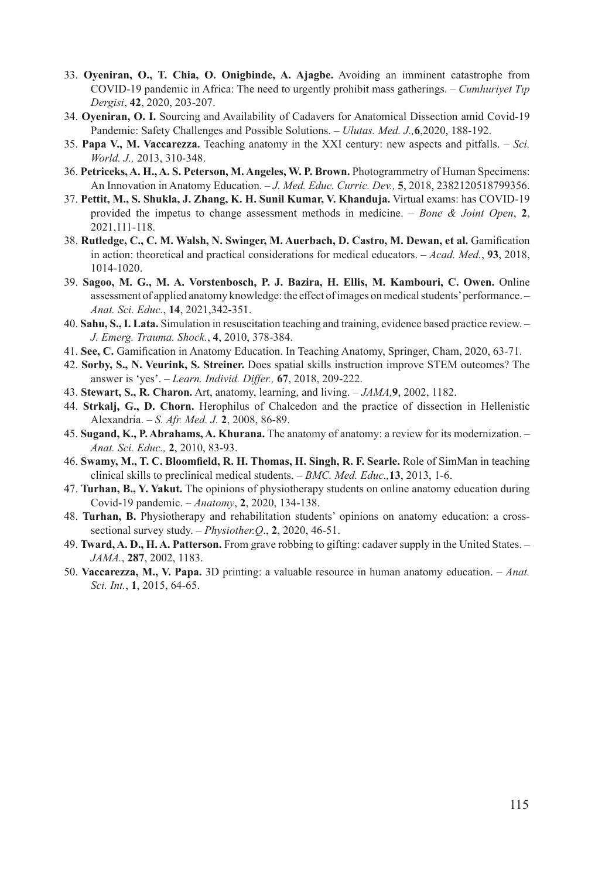33. **Oyeniran, O., T. Chia, O. Onigbinde, A. Ajagbe.** Avoiding an imminent catastrophe from COVID-19 pandemic in Africa: The need to urgently prohibit mass gatherings. – *Cumhuriyet Tıp Dergisi*, **42**, 2020, 203-207.
34. **Oyeniran, O. I.** Sourcing and Availability of Cadavers for Anatomical Dissection amid Covid-19 Pandemic: Safety Challenges and Possible Solutions. – *Ulutas. Med. J.,***6**,2020, 188-192.
35. **Papa V., M. Vaccarezza.** Teaching anatomy in the XXI century: new aspects and pitfalls. – *Sci. World. J.,* 2013, 310-348.
36. **Petriceks, A. H., A. S. Peterson, M. Angeles, W. P. Brown.** Photogrammetry of Human Specimens: An Innovation in Anatomy Education. – *J. Med. Educ. Curric. Dev.,* **5**, 2018, 2382120518799356.
37. **Pettit, M., S. Shukla, J. Zhang, K. H. Sunil Kumar, V. Khanduja.** Virtual exams: has COVID-19 provided the impetus to change assessment methods in medicine. – *Bone & Joint Open*, **2**, 2021,111-118.
38. **Rutledge, C., C. M. Walsh, N. Swinger, M. Auerbach, D. Castro, M. Dewan, et al.** Gamification in action: theoretical and practical considerations for medical educators. – *Acad. Med.*, **93**, 2018, 1014-1020.
39. **Sagoo, M. G., M. A. Vorstenbosch, P. J. Bazira, H. Ellis, M. Kambouri, C. Owen.** Online assessment of applied anatomy knowledge: the effect of images on medical students' performance. – *Anat. Sci. Educ.*, **14**, 2021,342-351.
40. **Sahu, S., I. Lata.** Simulation in resuscitation teaching and training, evidence based practice review. – *J. Emerg. Trauma. Shock.*, **4**, 2010, 378-384.
41. **See, C.** Gamification in Anatomy Education. In Teaching Anatomy, Springer, Cham, 2020, 63-71.
42. **Sorby, S., N. Veurink, S. Streiner.** Does spatial skills instruction improve STEM outcomes? The answer is 'yes'. – *Learn. Individ. Differ.,* **67**, 2018, 209-222.
43. **Stewart, S., R. Charon.** Art, anatomy, learning, and living. – *JAMA,***9**, 2002, 1182.
44. **Strkalj, G., D. Chorn.** Herophilus of Chalcedon and the practice of dissection in Hellenistic Alexandria. – *S. Afr. Med. J.* **2**, 2008, 86-89.
45. **Sugand, K., P. Abrahams, A. Khurana.** The anatomy of anatomy: a review for its modernization. – *Anat. Sci. Educ.,* **2**, 2010, 83-93.
46. **Swamy, M., T. C. Bloomfield, R. H. Thomas, H. Singh, R. F. Searle.** Role of SimMan in teaching clinical skills to preclinical medical students. – *BMC. Med. Educ.,***13**, 2013, 1-6.
47. **Turhan, B., Y. Yakut.** The opinions of physiotherapy students on online anatomy education during Covid-19 pandemic. – *Anatomy*, **2**, 2020, 134-138.
48. **Turhan, B.** Physiotherapy and rehabilitation students' opinions on anatomy education: a cross-sectional survey study. – *Physiother.Q*., **2**, 2020, 46-51.
49. **Tward, A. D., H. A. Patterson.** From grave robbing to gifting: cadaver supply in the United States. – *JAMA.*, **287**, 2002, 1183.
50. **Vaccarezza, M., V. Papa.** 3D printing: a valuable resource in human anatomy education. – *Anat. Sci. Int.*, **1**, 2015, 64-65.